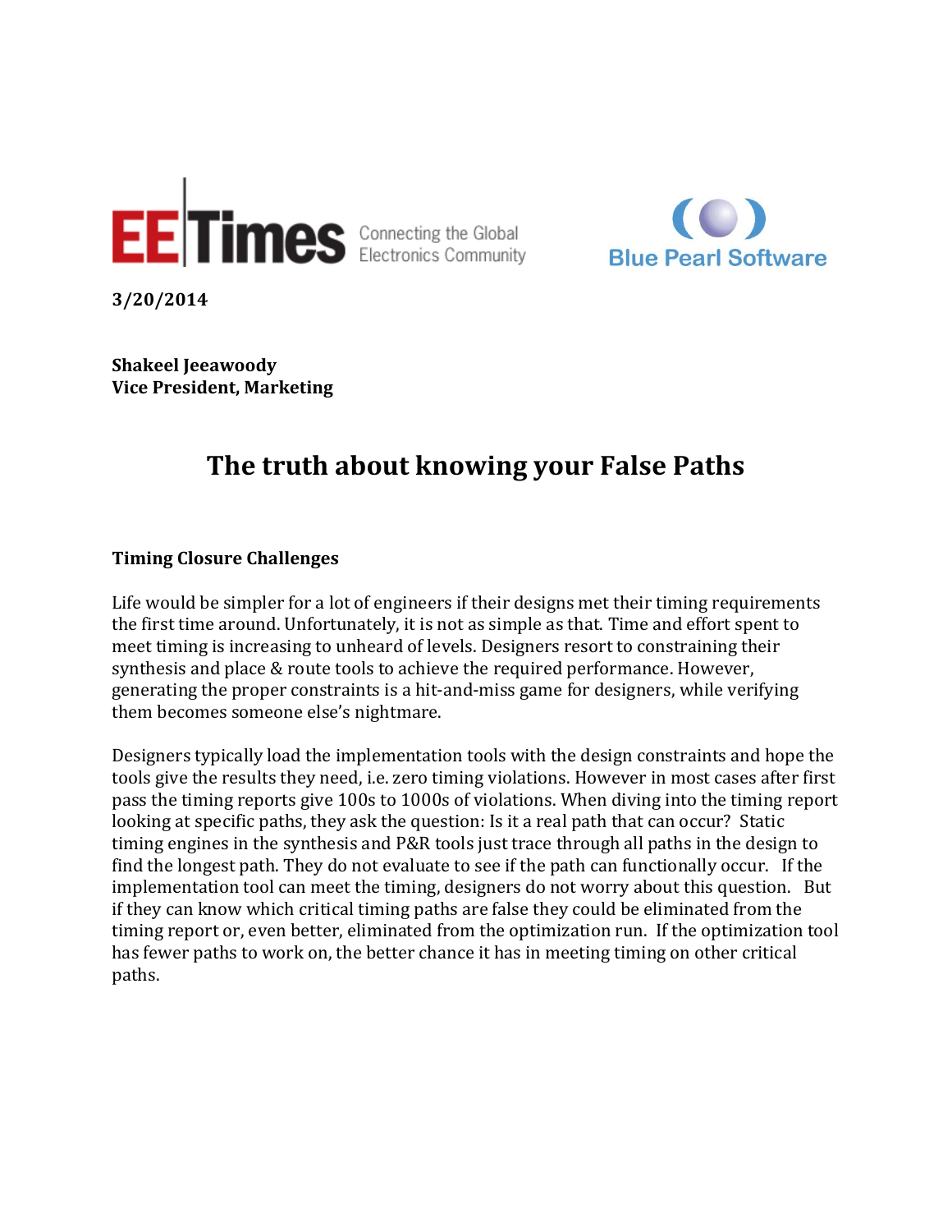EE Times Connecting the Global Electronics Community

Blue Pearl Software

**3/20/2014**

**Shakeel Jeeawoody**
**Vice President, Marketing**

# The truth about knowing your False Paths

### Timing Closure Challenges

Life would be simpler for a lot of engineers if their designs met their timing requirements the first time around. Unfortunately, it is not as simple as that. Time and effort spent to meet timing is increasing to unheard of levels. Designers resort to constraining their synthesis and place & route tools to achieve the required performance. However, generating the proper constraints is a hit-and-miss game for designers, while verifying them becomes someone else's nightmare.

Designers typically load the implementation tools with the design constraints and hope the tools give the results they need, i.e. zero timing violations. However in most cases after first pass the timing reports give 100s to 1000s of violations. When diving into the timing report looking at specific paths, they ask the question: Is it a real path that can occur? Static timing engines in the synthesis and P&R tools just trace through all paths in the design to find the longest path. They do not evaluate to see if the path can functionally occur. If the implementation tool can meet the timing, designers do not worry about this question. But if they can know which critical timing paths are false they could be eliminated from the timing report or, even better, eliminated from the optimization run. If the optimization tool has fewer paths to work on, the better chance it has in meeting timing on other critical paths.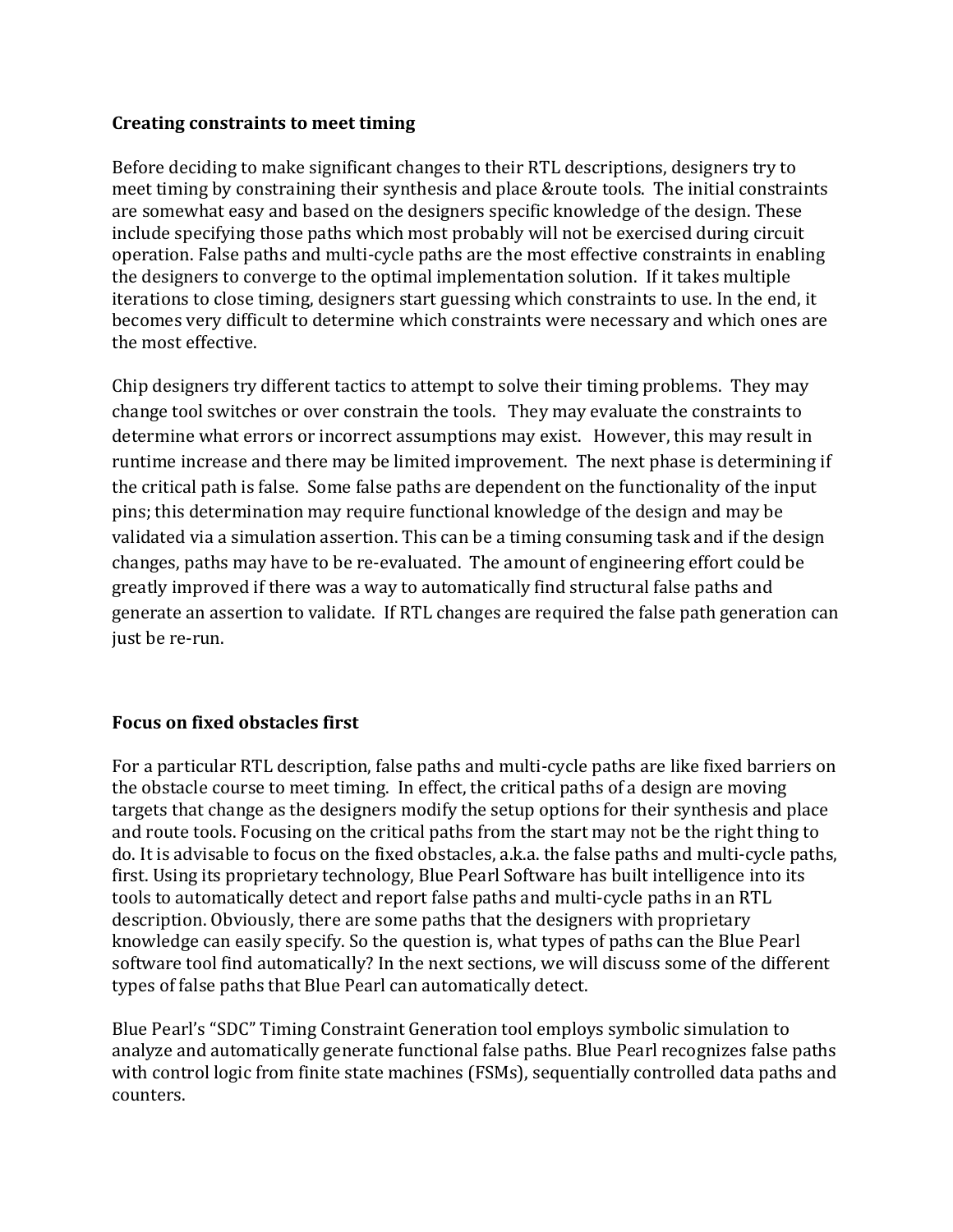### Creating constraints to meet timing

Before deciding to make significant changes to their RTL descriptions, designers try to meet timing by constraining their synthesis and place &route tools. The initial constraints are somewhat easy and based on the designers specific knowledge of the design. These include specifying those paths which most probably will not be exercised during circuit operation. False paths and multi-cycle paths are the most effective constraints in enabling the designers to converge to the optimal implementation solution. If it takes multiple iterations to close timing, designers start guessing which constraints to use. In the end, it becomes very difficult to determine which constraints were necessary and which ones are the most effective.

Chip designers try different tactics to attempt to solve their timing problems. They may change tool switches or over constrain the tools. They may evaluate the constraints to determine what errors or incorrect assumptions may exist. However, this may result in runtime increase and there may be limited improvement. The next phase is determining if the critical path is false. Some false paths are dependent on the functionality of the input pins; this determination may require functional knowledge of the design and may be validated via a simulation assertion. This can be a timing consuming task and if the design changes, paths may have to be re-evaluated. The amount of engineering effort could be greatly improved if there was a way to automatically find structural false paths and generate an assertion to validate. If RTL changes are required the false path generation can just be re-run.

### Focus on fixed obstacles first

For a particular RTL description, false paths and multi-cycle paths are like fixed barriers on the obstacle course to meet timing. In effect, the critical paths of a design are moving targets that change as the designers modify the setup options for their synthesis and place and route tools. Focusing on the critical paths from the start may not be the right thing to do. It is advisable to focus on the fixed obstacles, a.k.a. the false paths and multi-cycle paths, first. Using its proprietary technology, Blue Pearl Software has built intelligence into its tools to automatically detect and report false paths and multi-cycle paths in an RTL description. Obviously, there are some paths that the designers with proprietary knowledge can easily specify. So the question is, what types of paths can the Blue Pearl software tool find automatically? In the next sections, we will discuss some of the different types of false paths that Blue Pearl can automatically detect.

Blue Pearl's "SDC" Timing Constraint Generation tool employs symbolic simulation to analyze and automatically generate functional false paths. Blue Pearl recognizes false paths with control logic from finite state machines (FSMs), sequentially controlled data paths and counters.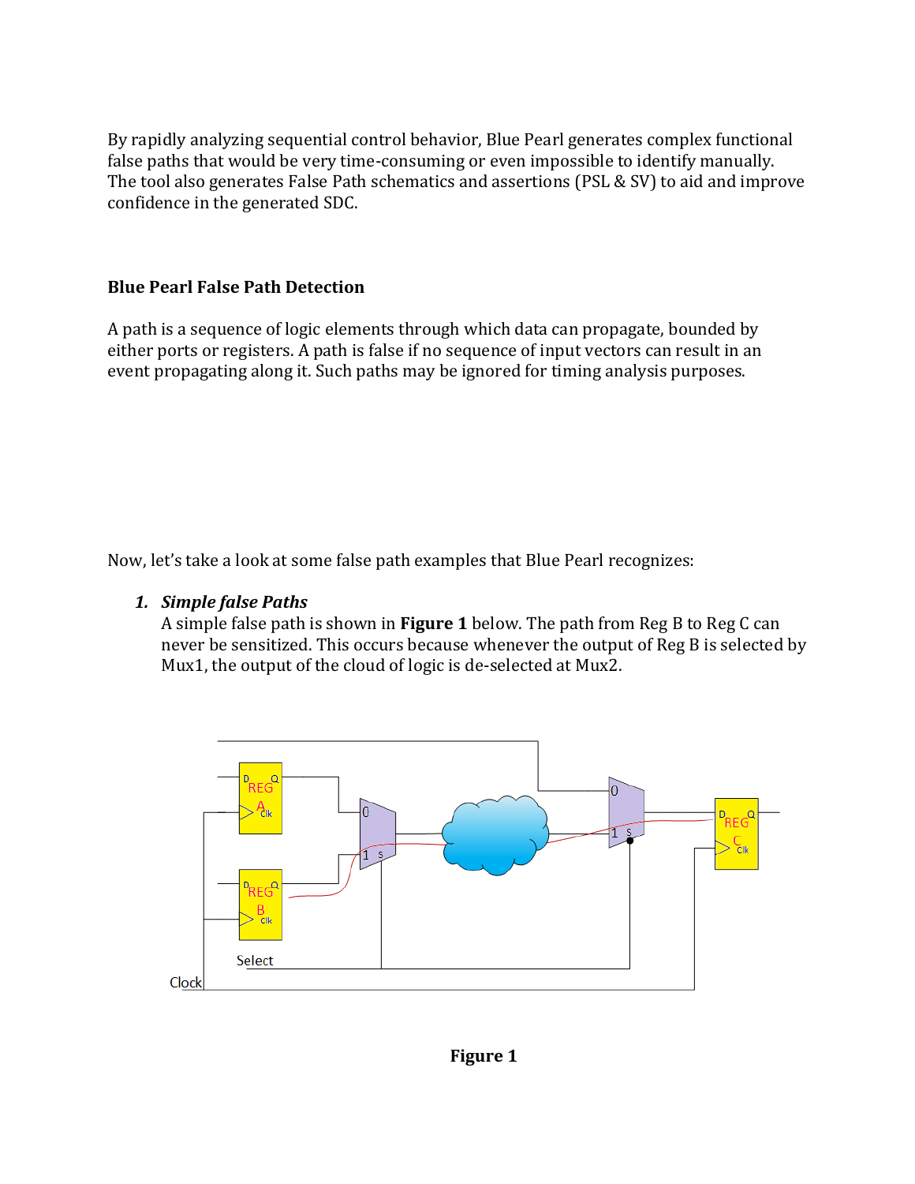By rapidly analyzing sequential control behavior, Blue Pearl generates complex functional false paths that would be very time-consuming or even impossible to identify manually. The tool also generates False Path schematics and assertions (PSL & SV) to aid and improve confidence in the generated SDC.

### Blue Pearl False Path Detection

A path is a sequence of logic elements through which data can propagate, bounded by either ports or registers. A path is false if no sequence of input vectors can result in an event propagating along it. Such paths may be ignored for timing analysis purposes.

Now, let's take a look at some false path examples that Blue Pearl recognizes:

1. ***Simple false Paths***
   A simple false path is shown in **Figure 1** below. The path from Reg B to Reg C can never be sensitized. This occurs because whenever the output of Reg B is selected by Mux1, the output of the cloud of logic is de-selected at Mux2.

**Figure 1**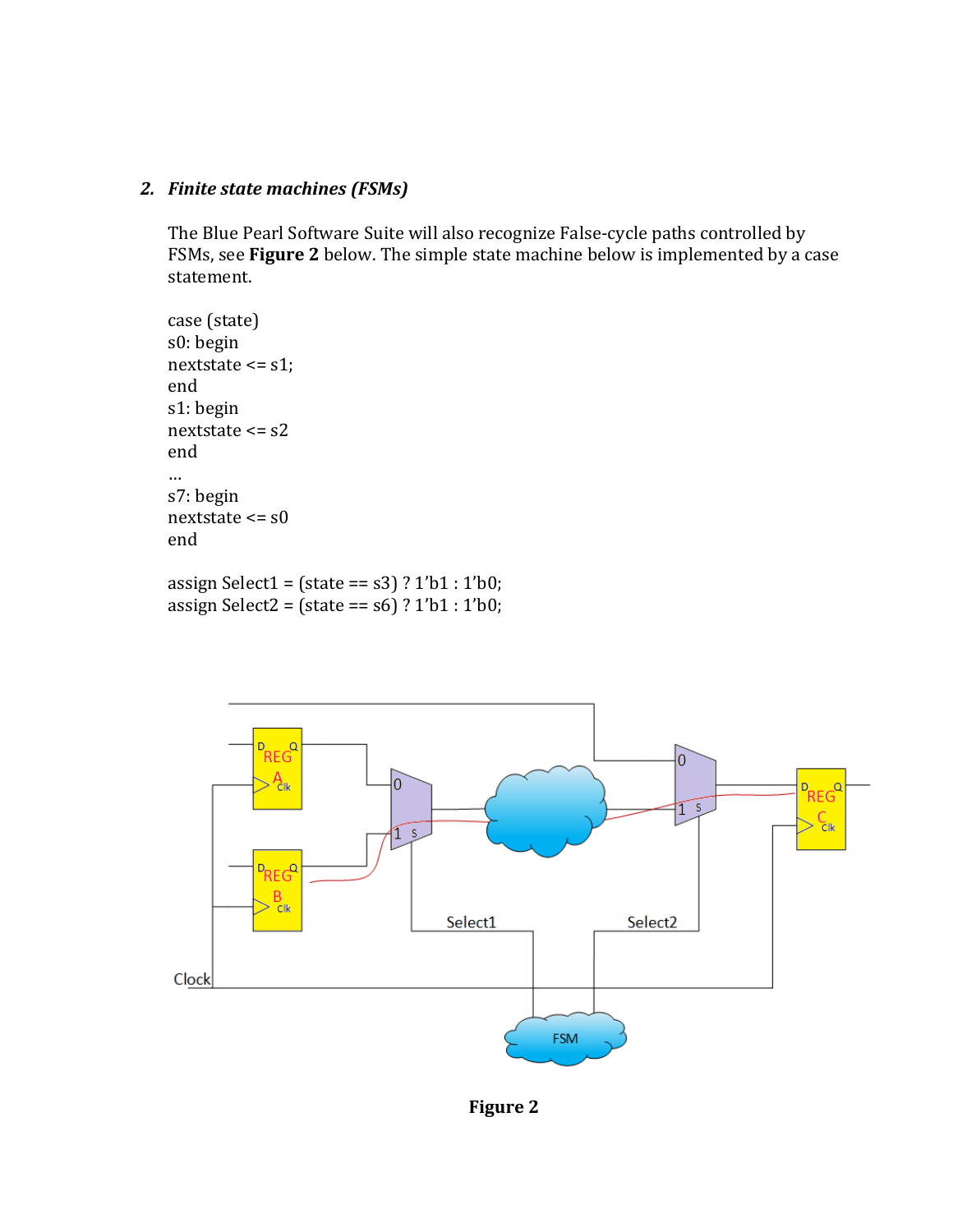## 2. *Finite state machines (FSMs)*

The Blue Pearl Software Suite will also recognize False-cycle paths controlled by FSMs, see **Figure 2** below. The simple state machine below is implemented by a case statement.

```
case (state)
s0: begin
nextstate <= s1;
end
s1: begin
nextstate <= s2
end
...
s7: begin
nextstate <= s0
end

assign Select1 = (state == s3) ? 1'b1 : 1'b0;
assign Select2 = (state == s6) ? 1'b1 : 1'b0;
```

**Figure 2**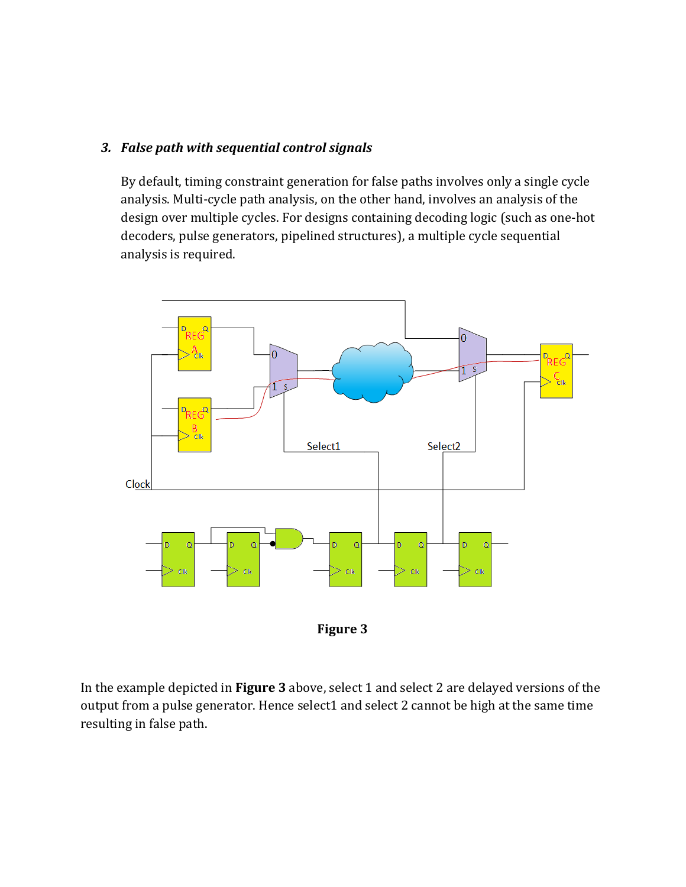### 3. *False path with sequential control signals*

By default, timing constraint generation for false paths involves only a single cycle analysis. Multi-cycle path analysis, on the other hand, involves an analysis of the design over multiple cycles. For designs containing decoding logic (such as one-hot decoders, pulse generators, pipelined structures), a multiple cycle sequential analysis is required.

**Figure 3**

In the example depicted in **Figure 3** above, select 1 and select 2 are delayed versions of the output from a pulse generator. Hence select1 and select 2 cannot be high at the same time resulting in false path.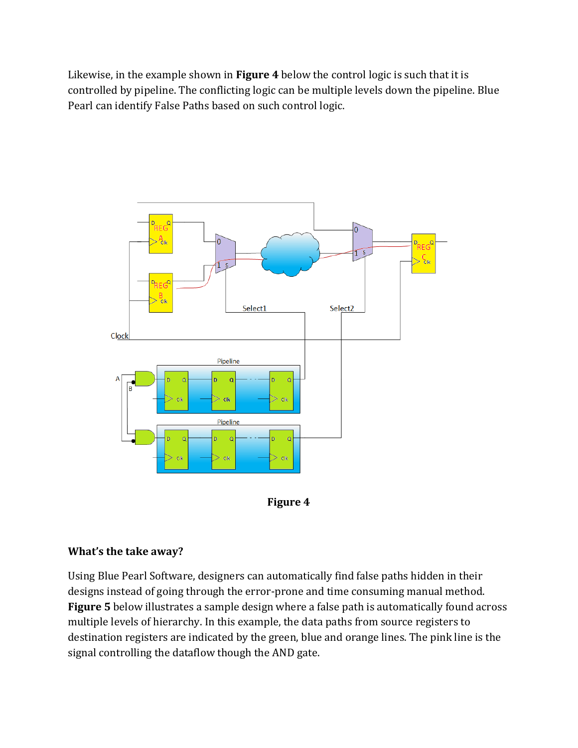Likewise, in the example shown in **Figure 4** below the control logic is such that it is controlled by pipeline. The conflicting logic can be multiple levels down the pipeline. Blue Pearl can identify False Paths based on such control logic.

**Figure 4**

### What's the take away?

Using Blue Pearl Software, designers can automatically find false paths hidden in their designs instead of going through the error-prone and time consuming manual method. **Figure 5** below illustrates a sample design where a false path is automatically found across multiple levels of hierarchy. In this example, the data paths from source registers to destination registers are indicated by the green, blue and orange lines. The pink line is the signal controlling the dataflow though the AND gate.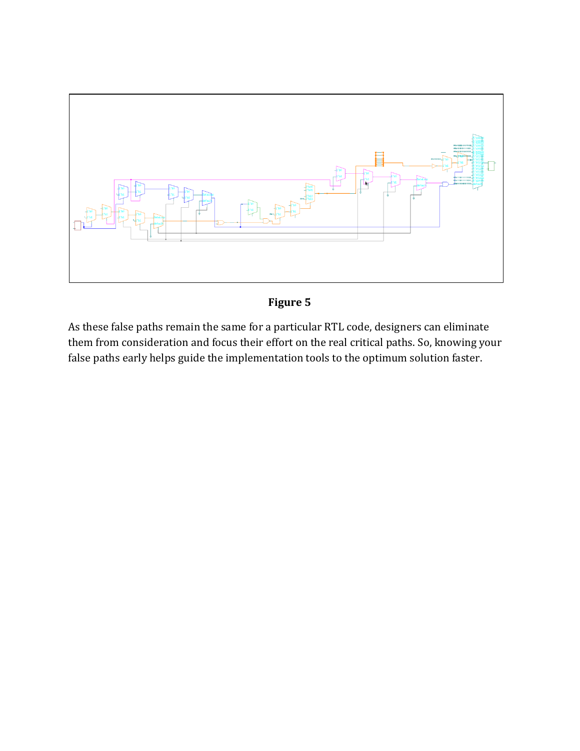**Figure 5**

As these false paths remain the same for a particular RTL code, designers can eliminate them from consideration and focus their effort on the real critical paths. So, knowing your false paths early helps guide the implementation tools to the optimum solution faster.